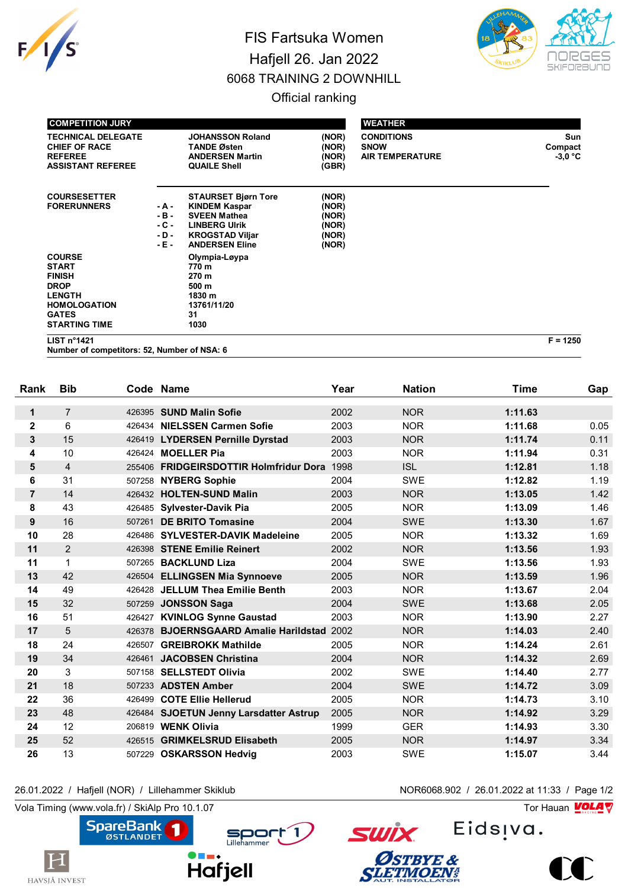# FIS Fartsuka Women

## Hafjell 26. Jan 2022

### 6068 TRAINING 2 DOWNHILL

### Official ranking

| COMPETITION JURY | | | |
|---|---|---|---|
| TECHNICAL DELEGATE | | JOHANSSON Roland | (NOR) |
| CHIEF OF RACE | | TANDE Østen | (NOR) |
| REFEREE | | ANDERSEN Martin | (NOR) |
| ASSISTANT REFEREE | | QUAILE Shell | (GBR) |
| COURSESETTER | | STAURSET Bjørn Tore | (NOR) |
| FORERUNNERS | - A - | KINDEM Kaspar | (NOR) |
| | - B - | SVEEN Mathea | (NOR) |
| | - C - | LINBERG Ulrik | (NOR) |
| | - D - | KROGSTAD Viljar | (NOR) |
| | - E - | ANDERSEN Eline | (NOR) |
| COURSE | | Olympia-Løypa | |
| START | | 770 m | |
| FINISH | | 270 m | |
| DROP | | 500 m | |
| LENGTH | | 1830 m | |
| HOMOLOGATION | | 13761/11/20 | |
| GATES | | 31 | |
| STARTING TIME | | 1030 | |

| WEATHER | |
|---|---|
| CONDITIONS | Sun |
| SNOW | Compact |
| AIR TEMPERATURE | -3,0 °C |

LIST n°1421 — F = 1250

Number of competitors: 52, Number of NSA: 6

| Rank | Bib | Code | Name | Year | Nation | Time | Gap |
|---|---|---|---|---|---|---|---|
| 1 | 7 | 426395 | SUND Malin Sofie | 2002 | NOR | 1:11.63 | |
| 2 | 6 | 426434 | NIELSSEN Carmen Sofie | 2003 | NOR | 1:11.68 | 0.05 |
| 3 | 15 | 426419 | LYDERSEN Pernille Dyrstad | 2003 | NOR | 1:11.74 | 0.11 |
| 4 | 10 | 426424 | MOELLER Pia | 2003 | NOR | 1:11.94 | 0.31 |
| 5 | 4 | 255406 | FRIDGEIRSDOTTIR Holmfridur Dora | 1998 | ISL | 1:12.81 | 1.18 |
| 6 | 31 | 507258 | NYBERG Sophie | 2004 | SWE | 1:12.82 | 1.19 |
| 7 | 14 | 426432 | HOLTEN-SUND Malin | 2003 | NOR | 1:13.05 | 1.42 |
| 8 | 43 | 426485 | Sylvester-Davik Pia | 2005 | NOR | 1:13.09 | 1.46 |
| 9 | 16 | 507261 | DE BRITO Tomasine | 2004 | SWE | 1:13.30 | 1.67 |
| 10 | 28 | 426486 | SYLVESTER-DAVIK Madeleine | 2005 | NOR | 1:13.32 | 1.69 |
| 11 | 2 | 426398 | STENE Emilie Reinert | 2002 | NOR | 1:13.56 | 1.93 |
| 11 | 1 | 507265 | BACKLUND Liza | 2004 | SWE | 1:13.56 | 1.93 |
| 13 | 42 | 426504 | ELLINGSEN Mia Synnoeve | 2005 | NOR | 1:13.59 | 1.96 |
| 14 | 49 | 426428 | JELLUM Thea Emilie Benth | 2003 | NOR | 1:13.67 | 2.04 |
| 15 | 32 | 507259 | JONSSON Saga | 2004 | SWE | 1:13.68 | 2.05 |
| 16 | 51 | 426427 | KVINLOG Synne Gaustad | 2003 | NOR | 1:13.90 | 2.27 |
| 17 | 5 | 426378 | BJOERNSGAARD Amalie Harildstad | 2002 | NOR | 1:14.03 | 2.40 |
| 18 | 24 | 426507 | GREIBROKK Mathilde | 2005 | NOR | 1:14.24 | 2.61 |
| 19 | 34 | 426461 | JACOBSEN Christina | 2004 | NOR | 1:14.32 | 2.69 |
| 20 | 3 | 507158 | SELLSTEDT Olivia | 2002 | SWE | 1:14.40 | 2.77 |
| 21 | 18 | 507233 | ADSTEN Amber | 2004 | SWE | 1:14.72 | 3.09 |
| 22 | 36 | 426499 | COTE Ellie Hellerud | 2005 | NOR | 1:14.73 | 3.10 |
| 23 | 48 | 426484 | SJOETUN Jenny Larsdatter Astrup | 2005 | NOR | 1:14.92 | 3.29 |
| 24 | 12 | 206819 | WENK Olivia | 1999 | GER | 1:14.93 | 3.30 |
| 25 | 52 | 426515 | GRIMKELSRUD Elisabeth | 2005 | NOR | 1:14.97 | 3.34 |
| 26 | 13 | 507229 | OSKARSSON Hedvig | 2003 | SWE | 1:15.07 | 3.44 |

26.01.2022 / Hafjell (NOR) / Lillehammer Skiklub — NOR6068.902 / 26.01.2022 at 11:33

Vola Timing (www.vola.fr) / SkiAlp Pro 10.1.07 — Tor Hauan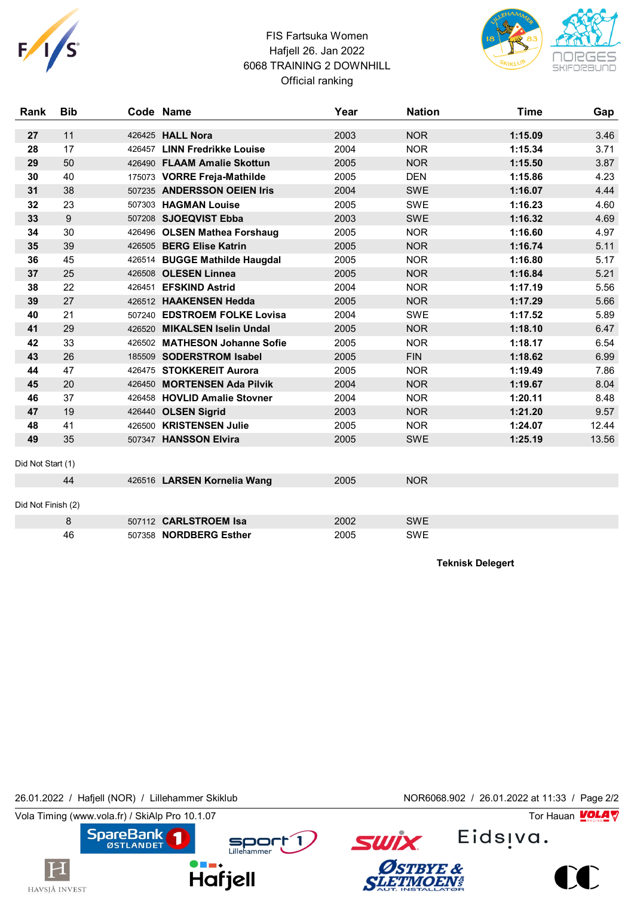FIS Fartsuka Women
Hafjell 26. Jan 2022
6068 TRAINING 2 DOWNHILL
Official ranking

| Rank | Bib | Code | Name | Year | Nation | Time | Gap |
|---|---|---|---|---|---|---|---|
| 27 | 11 | 426425 | **HALL Nora** | 2003 | NOR | **1:15.09** | 3.46 |
| 28 | 17 | 426457 | **LINN Fredrikke Louise** | 2004 | NOR | **1:15.34** | 3.71 |
| 29 | 50 | 426490 | **FLAAM Amalie Skottun** | 2005 | NOR | **1:15.50** | 3.87 |
| 30 | 40 | 175073 | **VORRE Freja-Mathilde** | 2005 | DEN | **1:15.86** | 4.23 |
| 31 | 38 | 507235 | **ANDERSSON OEIEN Iris** | 2004 | SWE | **1:16.07** | 4.44 |
| 32 | 23 | 507303 | **HAGMAN Louise** | 2005 | SWE | **1:16.23** | 4.60 |
| 33 | 9 | 507208 | **SJOEQVIST Ebba** | 2003 | SWE | **1:16.32** | 4.69 |
| 34 | 30 | 426496 | **OLSEN Mathea Forshaug** | 2005 | NOR | **1:16.60** | 4.97 |
| 35 | 39 | 426505 | **BERG Elise Katrin** | 2005 | NOR | **1:16.74** | 5.11 |
| 36 | 45 | 426514 | **BUGGE Mathilde Haugdal** | 2005 | NOR | **1:16.80** | 5.17 |
| 37 | 25 | 426508 | **OLESEN Linnea** | 2005 | NOR | **1:16.84** | 5.21 |
| 38 | 22 | 426451 | **EFSKIND Astrid** | 2004 | NOR | **1:17.19** | 5.56 |
| 39 | 27 | 426512 | **HAAKENSEN Hedda** | 2005 | NOR | **1:17.29** | 5.66 |
| 40 | 21 | 507240 | **EDSTROEM FOLKE Lovisa** | 2004 | SWE | **1:17.52** | 5.89 |
| 41 | 29 | 426520 | **MIKALSEN Iselin Undal** | 2005 | NOR | **1:18.10** | 6.47 |
| 42 | 33 | 426502 | **MATHESON Johanne Sofie** | 2005 | NOR | **1:18.17** | 6.54 |
| 43 | 26 | 185509 | **SODERSTROM Isabel** | 2005 | FIN | **1:18.62** | 6.99 |
| 44 | 47 | 426475 | **STOKKEREIT Aurora** | 2005 | NOR | **1:19.49** | 7.86 |
| 45 | 20 | 426450 | **MORTENSEN Ada Pilvik** | 2004 | NOR | **1:19.67** | 8.04 |
| 46 | 37 | 426458 | **HOVLID Amalie Stovner** | 2004 | NOR | **1:20.11** | 8.48 |
| 47 | 19 | 426440 | **OLSEN Sigrid** | 2003 | NOR | **1:21.20** | 9.57 |
| 48 | 41 | 426500 | **KRISTENSEN Julie** | 2005 | NOR | **1:24.07** | 12.44 |
| 49 | 35 | 507347 | **HANSSON Elvira** | 2005 | SWE | **1:25.19** | 13.56 |

Did Not Start (1)

| | Bib | Code | Name | Year | Nation |
|---|---|---|---|---|---|
| | 44 | 426516 | **LARSEN Kornelia Wang** | 2005 | NOR |

Did Not Finish (2)

| | Bib | Code | Name | Year | Nation |
|---|---|---|---|---|---|
| | 8 | 507112 | **CARLSTROEM Isa** | 2002 | SWE |
| | 46 | 507358 | **NORDBERG Esther** | 2005 | SWE |

**Teknisk Delegert**

26.01.2022 / Hafjell (NOR) / Lillehammer Skiklub — NOR6068.902 / 26.01.2022 at 11:33

Vola Timing (www.vola.fr) / SkiAlp Pro 10.1.07 — Tor Hauan